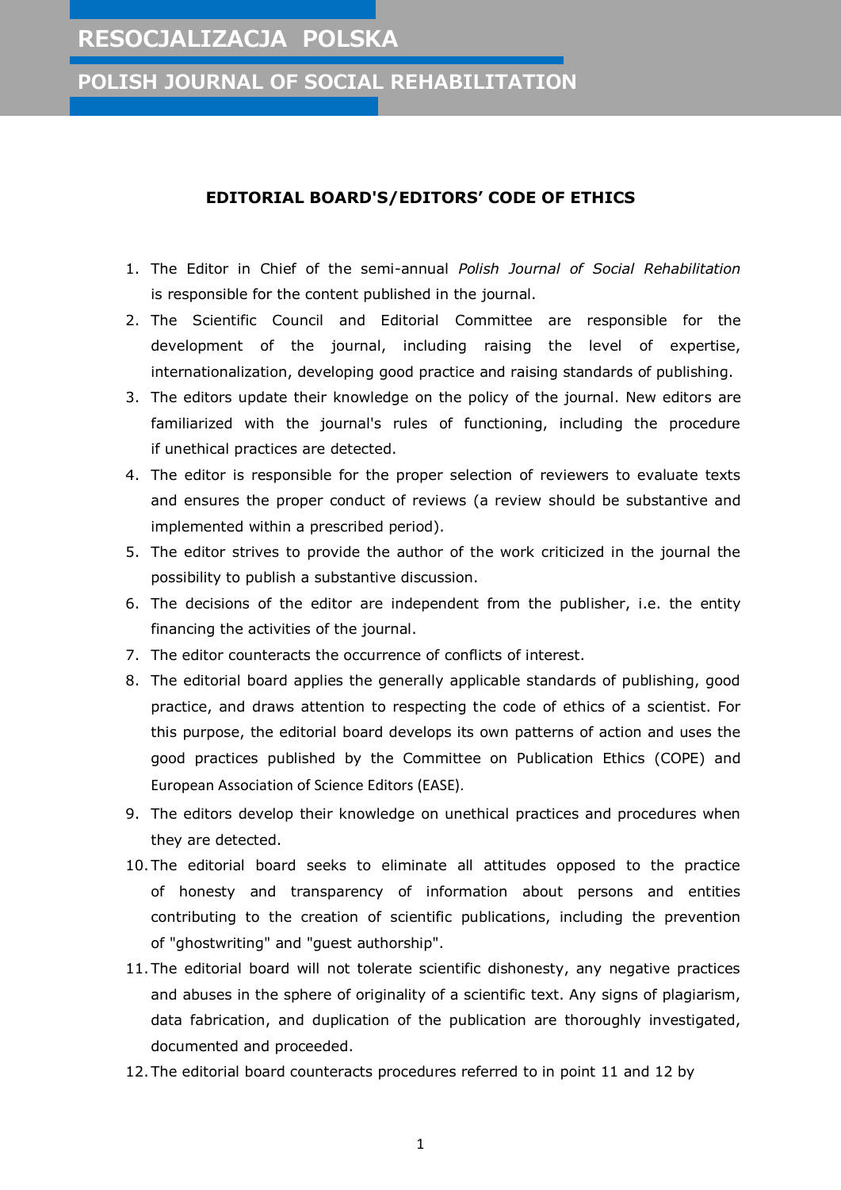# RESOCJALIZACJA POLSKA

## POLISH JOURNAL OF SOCIAL REHABILITATION

### EDITORIAL BOARD'S/EDITORS' CODE OF ETHICS

1. The Editor in Chief of the semi-annual *Polish Journal of Social Rehabilitation* is responsible for the content published in the journal.
2. The Scientific Council and Editorial Committee are responsible for the development of the journal, including raising the level of expertise, internationalization, developing good practice and raising standards of publishing.
3. The editors update their knowledge on the policy of the journal. New editors are familiarized with the journal's rules of functioning, including the procedure if unethical practices are detected.
4. The editor is responsible for the proper selection of reviewers to evaluate texts and ensures the proper conduct of reviews (a review should be substantive and implemented within a prescribed period).
5. The editor strives to provide the author of the work criticized in the journal the possibility to publish a substantive discussion.
6. The decisions of the editor are independent from the publisher, i.e. the entity financing the activities of the journal.
7. The editor counteracts the occurrence of conflicts of interest.
8. The editorial board applies the generally applicable standards of publishing, good practice, and draws attention to respecting the code of ethics of a scientist. For this purpose, the editorial board develops its own patterns of action and uses the good practices published by the Committee on Publication Ethics (COPE) and European Association of Science Editors (EASE).
9. The editors develop their knowledge on unethical practices and procedures when they are detected.
10. The editorial board seeks to eliminate all attitudes opposed to the practice of honesty and transparency of information about persons and entities contributing to the creation of scientific publications, including the prevention of "ghostwriting" and "guest authorship".
11. The editorial board will not tolerate scientific dishonesty, any negative practices and abuses in the sphere of originality of a scientific text. Any signs of plagiarism, data fabrication, and duplication of the publication are thoroughly investigated, documented and proceeded.
12. The editorial board counteracts procedures referred to in point 11 and 12 by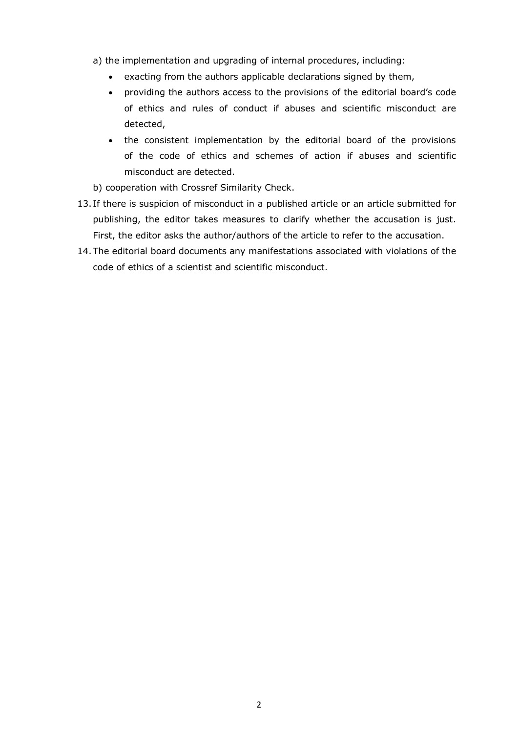a) the implementation and upgrading of internal procedures, including:

- exacting from the authors applicable declarations signed by them,
- providing the authors access to the provisions of the editorial board's code of ethics and rules of conduct if abuses and scientific misconduct are detected,
- the consistent implementation by the editorial board of the provisions of the code of ethics and schemes of action if abuses and scientific misconduct are detected.

b) cooperation with Crossref Similarity Check.

13. If there is suspicion of misconduct in a published article or an article submitted for publishing, the editor takes measures to clarify whether the accusation is just. First, the editor asks the author/authors of the article to refer to the accusation.
14. The editorial board documents any manifestations associated with violations of the code of ethics of a scientist and scientific misconduct.